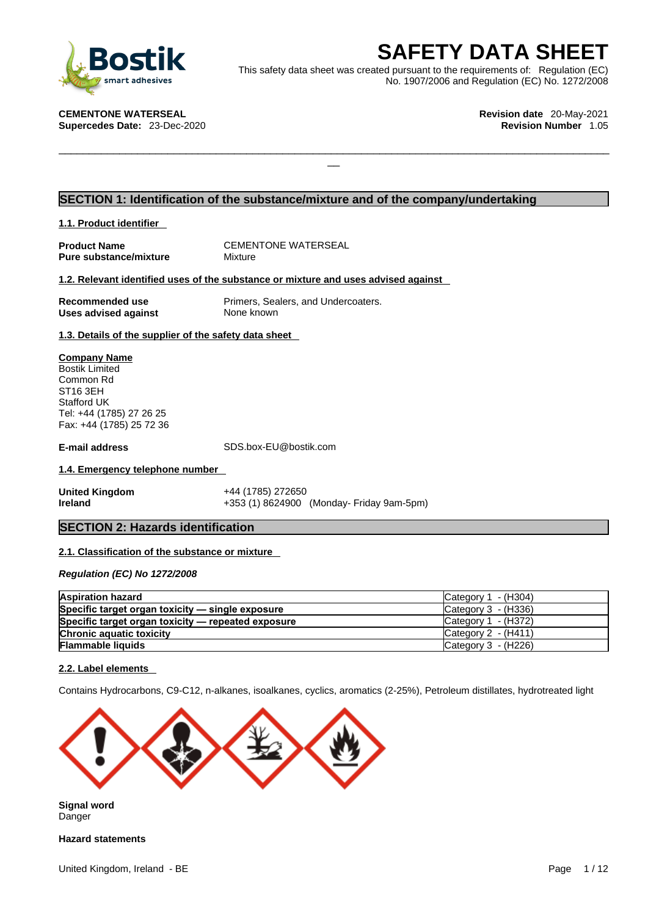# SAFETY DATA SHEET

This safety data sheet was created pursuant to the requirements of: Regulation (EC) No. 1907/2006 and Regulation (EC) No. 1272/2008

**CEMENTONE WATERSEAL**
**Supercedes Date:** 23-Dec-2020

**Revision date** 20-May-2021
**Revision Number** 1.05

## SECTION 1: Identification of the substance/mixture and of the company/undertaking

### 1.1. Product identifier

**Product Name** CEMENTONE WATERSEAL
**Pure substance/mixture** Mixture

### 1.2. Relevant identified uses of the substance or mixture and uses advised against

**Recommended use** Primers, Sealers, and Undercoaters.
**Uses advised against** None known

### 1.3. Details of the supplier of the safety data sheet

**Company Name**
Bostik Limited
Common Rd
ST16 3EH
Stafford UK
Tel: +44 (1785) 27 26 25
Fax: +44 (1785) 25 72 36

**E-mail address** SDS.box-EU@bostik.com

### 1.4. Emergency telephone number

**United Kingdom** +44 (1785) 272650
**Ireland** +353 (1) 8624900 (Monday- Friday 9am-5pm)

## SECTION 2: Hazards identification

### 2.1. Classification of the substance or mixture

***Regulation (EC) No 1272/2008***

| | |
|---|---|
| **Aspiration hazard** | Category 1 - (H304) |
| **Specific target organ toxicity — single exposure** | Category 3 - (H336) |
| **Specific target organ toxicity — repeated exposure** | Category 1 - (H372) |
| **Chronic aquatic toxicity** | Category 2 - (H411) |
| **Flammable liquids** | Category 3 - (H226) |

### 2.2. Label elements

Contains Hydrocarbons, C9-C12, n-alkanes, isoalkanes, cyclics, aromatics (2-25%), Petroleum distillates, hydrotreated light

**Signal word**
Danger

**Hazard statements**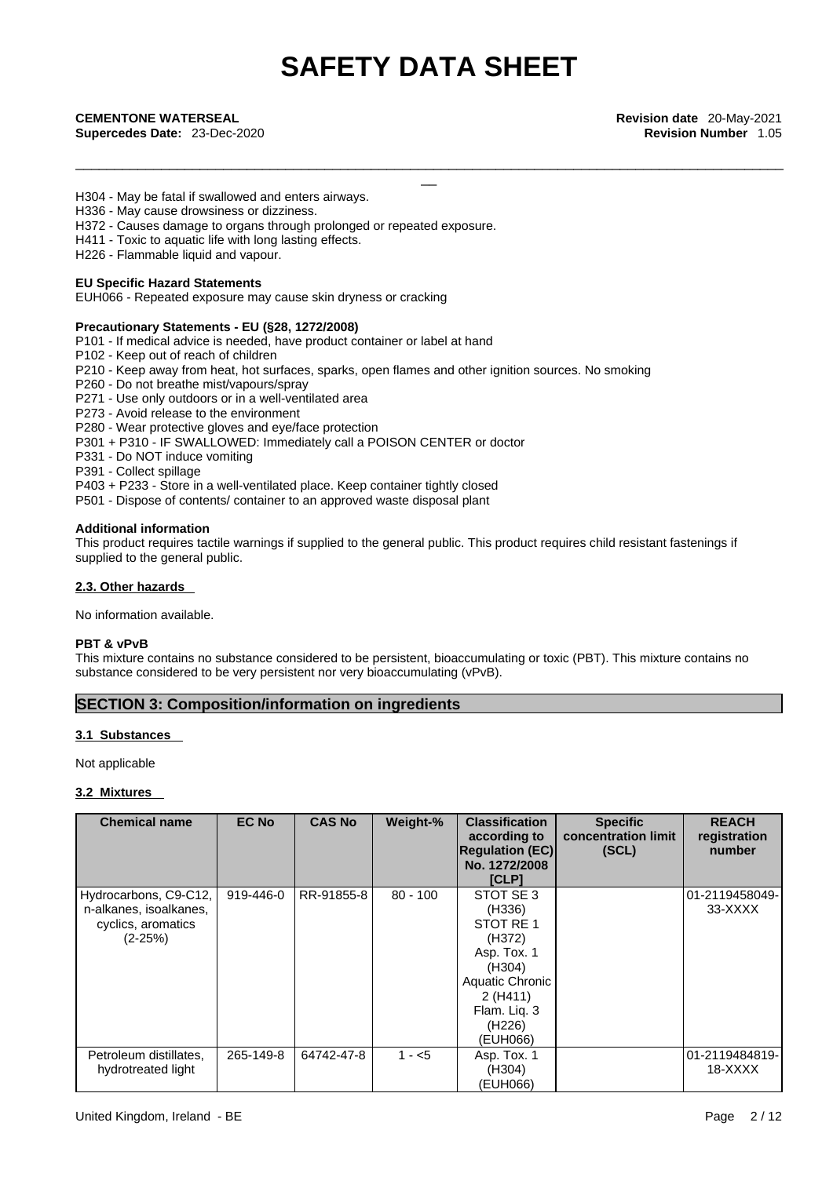H304 - May be fatal if swallowed and enters airways.
H336 - May cause drowsiness or dizziness.
H372 - Causes damage to organs through prolonged or repeated exposure.
H411 - Toxic to aquatic life with long lasting effects.
H226 - Flammable liquid and vapour.

**EU Specific Hazard Statements**
EUH066 - Repeated exposure may cause skin dryness or cracking

**Precautionary Statements - EU (§28, 1272/2008)**
P101 - If medical advice is needed, have product container or label at hand
P102 - Keep out of reach of children
P210 - Keep away from heat, hot surfaces, sparks, open flames and other ignition sources. No smoking
P260 - Do not breathe mist/vapours/spray
P271 - Use only outdoors or in a well-ventilated area
P273 - Avoid release to the environment
P280 - Wear protective gloves and eye/face protection
P301 + P310 - IF SWALLOWED: Immediately call a POISON CENTER or doctor
P331 - Do NOT induce vomiting
P391 - Collect spillage
P403 + P233 - Store in a well-ventilated place. Keep container tightly closed
P501 - Dispose of contents/ container to an approved waste disposal plant

**Additional information**
This product requires tactile warnings if supplied to the general public. This product requires child resistant fastenings if supplied to the general public.

#### 2.3. Other hazards

No information available.

**PBT & vPvB**
This mixture contains no substance considered to be persistent, bioaccumulating or toxic (PBT). This mixture contains no substance considered to be very persistent nor very bioaccumulating (vPvB).

## SECTION 3: Composition/information on ingredients

#### 3.1 Substances

Not applicable

#### 3.2 Mixtures

| Chemical name | EC No | CAS No | Weight-% | Classification according to Regulation (EC) No. 1272/2008 [CLP] | Specific concentration limit (SCL) | REACH registration number |
|---|---|---|---|---|---|---|
| Hydrocarbons, C9-C12, n-alkanes, isoalkanes, cyclics, aromatics (2-25%) | 919-446-0 | RR-91855-8 | 80 - 100 | STOT SE 3 (H336) STOT RE 1 (H372) Asp. Tox. 1 (H304) Aquatic Chronic 2 (H411) Flam. Liq. 3 (H226) (EUH066) | | 01-2119458049-33-XXXX |
| Petroleum distillates, hydrotreated light | 265-149-8 | 64742-47-8 | 1 - <5 | Asp. Tox. 1 (H304) (EUH066) | | 01-2119484819-18-XXXX |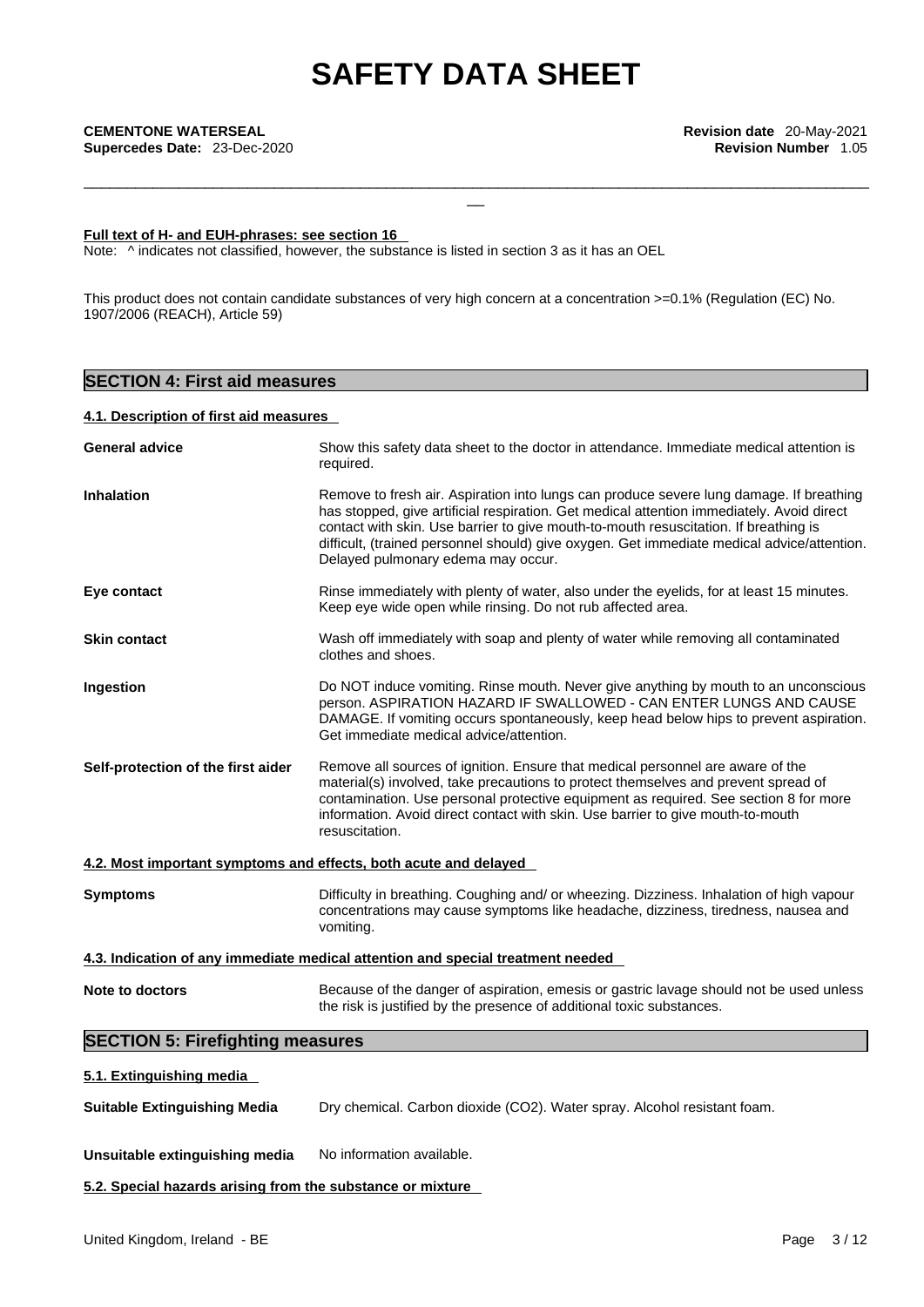**Full text of H- and EUH-phrases: see section 16**

Note: ^ indicates not classified, however, the substance is listed in section 3 as it has an OEL

This product does not contain candidate substances of very high concern at a concentration >=0.1% (Regulation (EC) No. 1907/2006 (REACH), Article 59)

## SECTION 4: First aid measures

### 4.1. Description of first aid measures

| | |
|---|---|
| **General advice** | Show this safety data sheet to the doctor in attendance. Immediate medical attention is required. |
| **Inhalation** | Remove to fresh air. Aspiration into lungs can produce severe lung damage. If breathing has stopped, give artificial respiration. Get medical attention immediately. Avoid direct contact with skin. Use barrier to give mouth-to-mouth resuscitation. If breathing is difficult, (trained personnel should) give oxygen. Get immediate medical advice/attention. Delayed pulmonary edema may occur. |
| **Eye contact** | Rinse immediately with plenty of water, also under the eyelids, for at least 15 minutes. Keep eye wide open while rinsing. Do not rub affected area. |
| **Skin contact** | Wash off immediately with soap and plenty of water while removing all contaminated clothes and shoes. |
| **Ingestion** | Do NOT induce vomiting. Rinse mouth. Never give anything by mouth to an unconscious person. ASPIRATION HAZARD IF SWALLOWED - CAN ENTER LUNGS AND CAUSE DAMAGE. If vomiting occurs spontaneously, keep head below hips to prevent aspiration. Get immediate medical advice/attention. |
| **Self-protection of the first aider** | Remove all sources of ignition. Ensure that medical personnel are aware of the material(s) involved, take precautions to protect themselves and prevent spread of contamination. Use personal protective equipment as required. See section 8 for more information. Avoid direct contact with skin. Use barrier to give mouth-to-mouth resuscitation. |

### 4.2. Most important symptoms and effects, both acute and delayed

| | |
|---|---|
| **Symptoms** | Difficulty in breathing. Coughing and/ or wheezing. Dizziness. Inhalation of high vapour concentrations may cause symptoms like headache, dizziness, tiredness, nausea and vomiting. |

### 4.3. Indication of any immediate medical attention and special treatment needed

| | |
|---|---|
| **Note to doctors** | Because of the danger of aspiration, emesis or gastric lavage should not be used unless the risk is justified by the presence of additional toxic substances. |

## SECTION 5: Firefighting measures

### 5.1. Extinguishing media

| | |
|---|---|
| **Suitable Extinguishing Media** | Dry chemical. Carbon dioxide ($CO_2$). Water spray. Alcohol resistant foam. |
| **Unsuitable extinguishing media** | No information available. |

### 5.2. Special hazards arising from the substance or mixture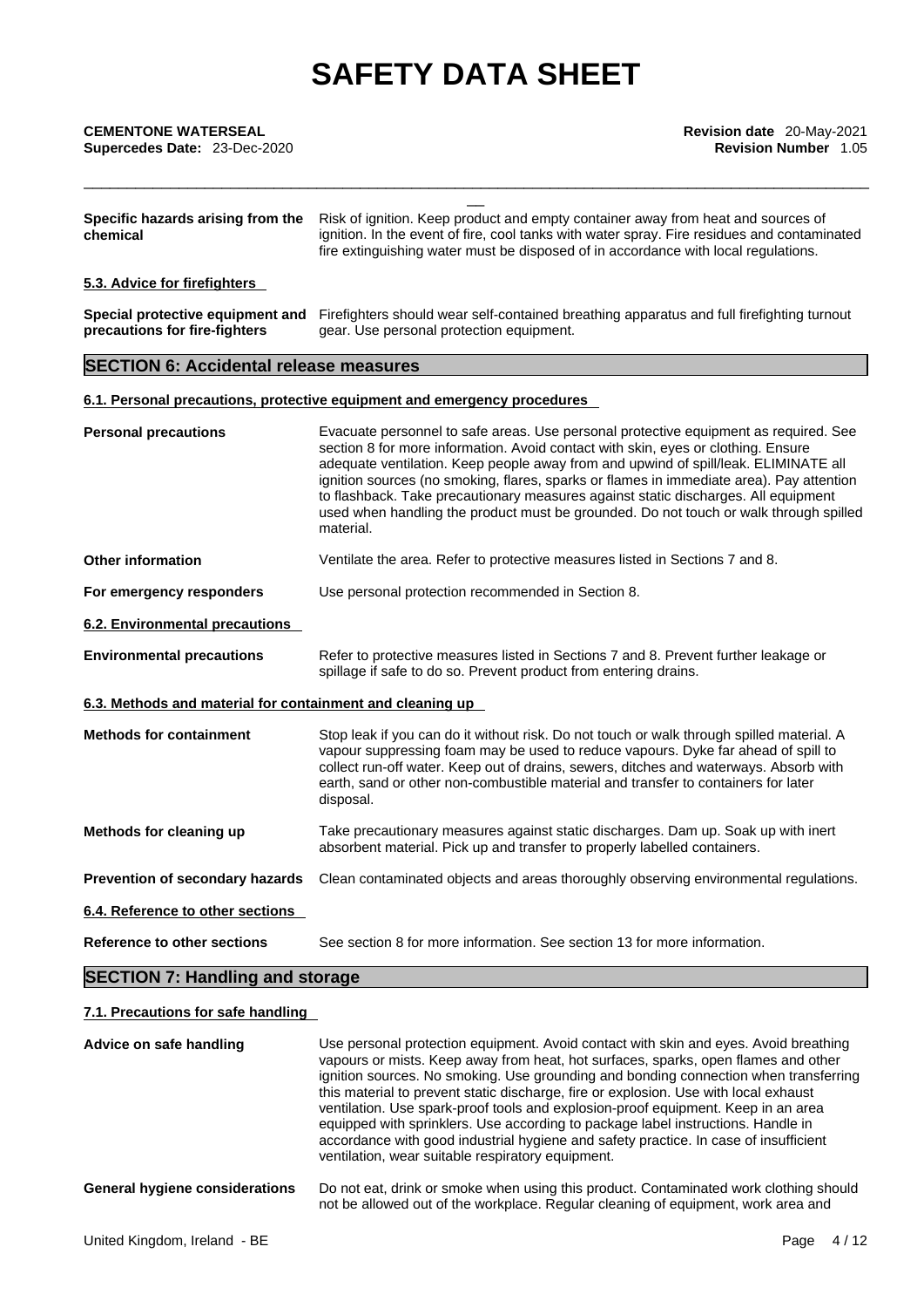| | |
|---|---|
| **Specific hazards arising from the chemical** | Risk of ignition. Keep product and empty container away from heat and sources of ignition. In the event of fire, cool tanks with water spray. Fire residues and contaminated fire extinguishing water must be disposed of in accordance with local regulations. |

**5.3. Advice for firefighters**

| | |
|---|---|
| **Special protective equipment and precautions for fire-fighters** | Firefighters should wear self-contained breathing apparatus and full firefighting turnout gear. Use personal protection equipment. |

## SECTION 6: Accidental release measures

**6.1. Personal precautions, protective equipment and emergency procedures**

| | |
|---|---|
| **Personal precautions** | Evacuate personnel to safe areas. Use personal protective equipment as required. See section 8 for more information. Avoid contact with skin, eyes or clothing. Ensure adequate ventilation. Keep people away from and upwind of spill/leak. ELIMINATE all ignition sources (no smoking, flares, sparks or flames in immediate area). Pay attention to flashback. Take precautionary measures against static discharges. All equipment used when handling the product must be grounded. Do not touch or walk through spilled material. |
| **Other information** | Ventilate the area. Refer to protective measures listed in Sections 7 and 8. |
| **For emergency responders** | Use personal protection recommended in Section 8. |

**6.2. Environmental precautions**

| | |
|---|---|
| **Environmental precautions** | Refer to protective measures listed in Sections 7 and 8. Prevent further leakage or spillage if safe to do so. Prevent product from entering drains. |

**6.3. Methods and material for containment and cleaning up**

| | |
|---|---|
| **Methods for containment** | Stop leak if you can do it without risk. Do not touch or walk through spilled material. A vapour suppressing foam may be used to reduce vapours. Dyke far ahead of spill to collect run-off water. Keep out of drains, sewers, ditches and waterways. Absorb with earth, sand or other non-combustible material and transfer to containers for later disposal. |
| **Methods for cleaning up** | Take precautionary measures against static discharges. Dam up. Soak up with inert absorbent material. Pick up and transfer to properly labelled containers. |
| **Prevention of secondary hazards** | Clean contaminated objects and areas thoroughly observing environmental regulations. |

**6.4. Reference to other sections**

| | |
|---|---|
| **Reference to other sections** | See section 8 for more information. See section 13 for more information. |

## SECTION 7: Handling and storage

**7.1. Precautions for safe handling**

| | |
|---|---|
| **Advice on safe handling** | Use personal protection equipment. Avoid contact with skin and eyes. Avoid breathing vapours or mists. Keep away from heat, hot surfaces, sparks, open flames and other ignition sources. No smoking. Use grounding and bonding connection when transferring this material to prevent static discharge, fire or explosion. Use with local exhaust ventilation. Use spark-proof tools and explosion-proof equipment. Keep in an area equipped with sprinklers. Use according to package label instructions. Handle in accordance with good industrial hygiene and safety practice. In case of insufficient ventilation, wear suitable respiratory equipment. |
| **General hygiene considerations** | Do not eat, drink or smoke when using this product. Contaminated work clothing should not be allowed out of the workplace. Regular cleaning of equipment, work area and |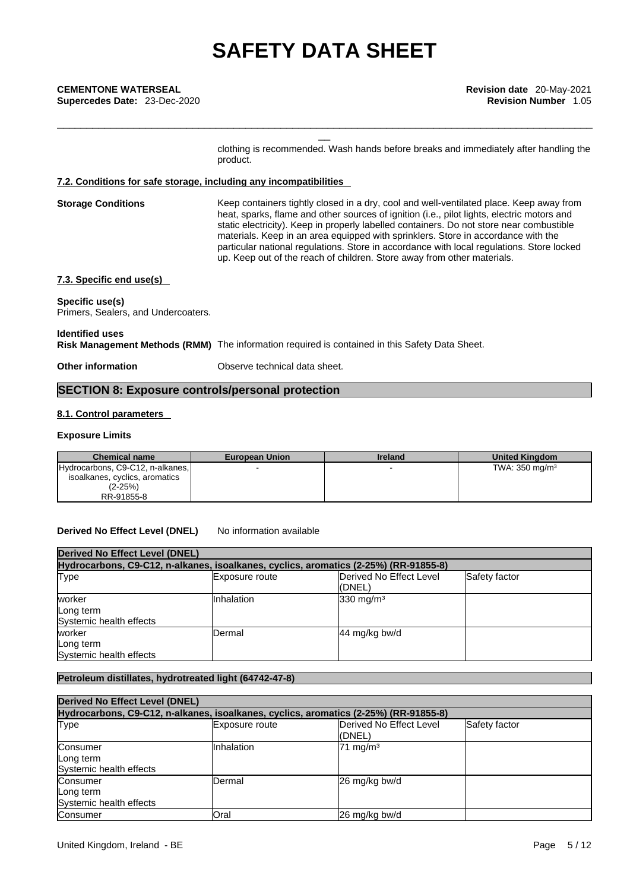clothing is recommended. Wash hands before breaks and immediately after handling the product.

### 7.2. Conditions for safe storage, including any incompatibilities

**Storage Conditions**
Keep containers tightly closed in a dry, cool and well-ventilated place. Keep away from heat, sparks, flame and other sources of ignition (i.e., pilot lights, electric motors and static electricity). Keep in properly labelled containers. Do not store near combustible materials. Keep in an area equipped with sprinklers. Store in accordance with the particular national regulations. Store in accordance with local regulations. Store locked up. Keep out of the reach of children. Store away from other materials.

### 7.3. Specific end use(s)

**Specific use(s)**
Primers, Sealers, and Undercoaters.

**Identified uses**
**Risk Management Methods (RMM)** The information required is contained in this Safety Data Sheet.

**Other information** Observe technical data sheet.

## SECTION 8: Exposure controls/personal protection

### 8.1. Control parameters

**Exposure Limits**

| Chemical name | European Union | Ireland | United Kingdom |
|---|---|---|---|
| Hydrocarbons, C9-C12, n-alkanes, isoalkanes, cyclics, aromatics (2-25%) RR-91855-8 | - | - | TWA: 350 mg/m³ |

**Derived No Effect Level (DNEL)** No information available

| Derived No Effect Level (DNEL) | | | |
|---|---|---|---|
| Hydrocarbons, C9-C12, n-alkanes, isoalkanes, cyclics, aromatics (2-25%) (RR-91855-8) | | | |
| Type | Exposure route | Derived No Effect Level (DNEL) | Safety factor |
| worker Long term Systemic health effects | Inhalation | 330 mg/m³ | |
| worker Long term Systemic health effects | Dermal | 44 mg/kg bw/d | |

**Petroleum distillates, hydrotreated light (64742-47-8)**

| Derived No Effect Level (DNEL) | | | |
|---|---|---|---|
| Hydrocarbons, C9-C12, n-alkanes, isoalkanes, cyclics, aromatics (2-25%) (RR-91855-8) | | | |
| Type | Exposure route | Derived No Effect Level (DNEL) | Safety factor |
| Consumer Long term Systemic health effects | Inhalation | 71 mg/m³ | |
| Consumer Long term Systemic health effects | Dermal | 26 mg/kg bw/d | |
| Consumer | Oral | 26 mg/kg bw/d | |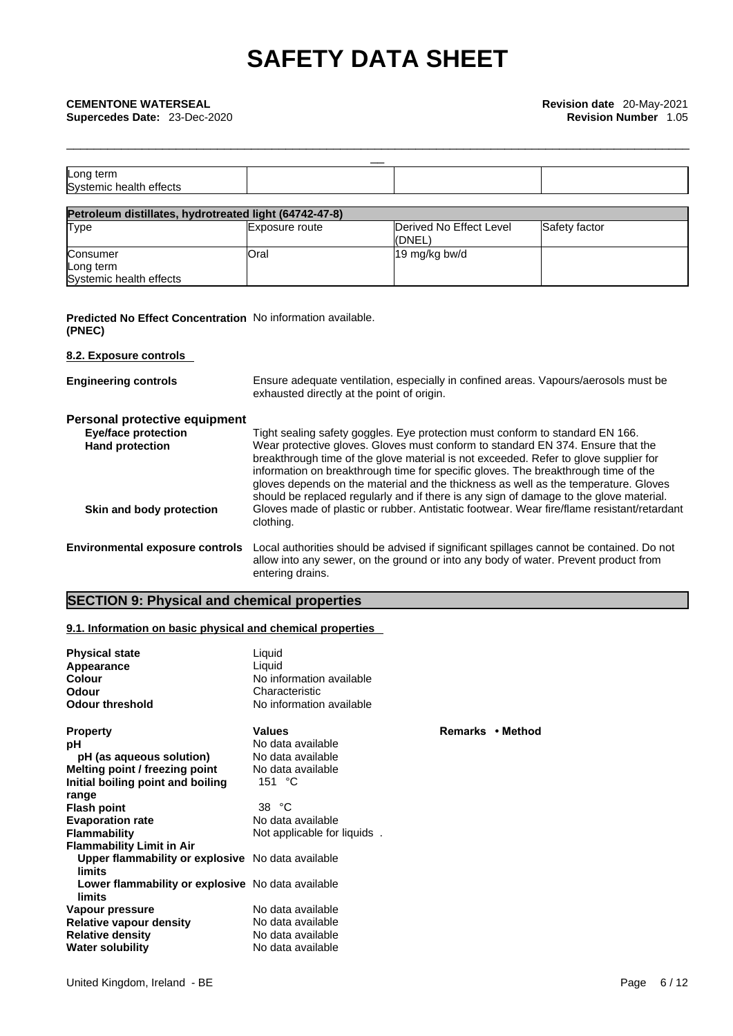| Long term<br>Systemic health effects | | | |
|---|---|---|---|

| Petroleum distillates, hydrotreated light (64742-47-8) | | | |
|---|---|---|---|
| Type | Exposure route | Derived No Effect Level (DNEL) | Safety factor |
| Consumer<br>Long term<br>Systemic health effects | Oral | 19 mg/kg bw/d | |

**Predicted No Effect Concentration (PNEC)** No information available.

**8.2. Exposure controls**

**Engineering controls** Ensure adequate ventilation, especially in confined areas. Vapours/aerosols must be exhausted directly at the point of origin.

**Personal protective equipment**

**Eye/face protection** Tight sealing safety goggles. Eye protection must conform to standard EN 166.

**Hand protection** Wear protective gloves. Gloves must conform to standard EN 374. Ensure that the breakthrough time of the glove material is not exceeded. Refer to glove supplier for information on breakthrough time for specific gloves. The breakthrough time of the gloves depends on the material and the thickness as well as the temperature. Gloves should be replaced regularly and if there is any sign of damage to the glove material.

**Skin and body protection** Gloves made of plastic or rubber. Antistatic footwear. Wear fire/flame resistant/retardant clothing.

**Environmental exposure controls** Local authorities should be advised if significant spillages cannot be contained. Do not allow into any sewer, on the ground or into any body of water. Prevent product from entering drains.

## SECTION 9: Physical and chemical properties

**9.1. Information on basic physical and chemical properties**

| | |
|---|---|
| **Physical state** | Liquid |
| **Appearance** | Liquid |
| **Colour** | No information available |
| **Odour** | Characteristic |
| **Odour threshold** | No information available |

| **Property** | **Values** | **Remarks • Method** |
|---|---|---|
| **pH** | No data available | |
| **pH (as aqueous solution)** | No data available | |
| **Melting point / freezing point** | No data available | |
| **Initial boiling point and boiling range** | 151 °C | |
| **Flash point** | 38 °C | |
| **Evaporation rate** | No data available | |
| **Flammability** | Not applicable for liquids . | |
| **Flammability Limit in Air** | | |
| **Upper flammability or explosive limits** | No data available | |
| **Lower flammability or explosive limits** | No data available | |
| **Vapour pressure** | No data available | |
| **Relative vapour density** | No data available | |
| **Relative density** | No data available | |
| **Water solubility** | No data available | |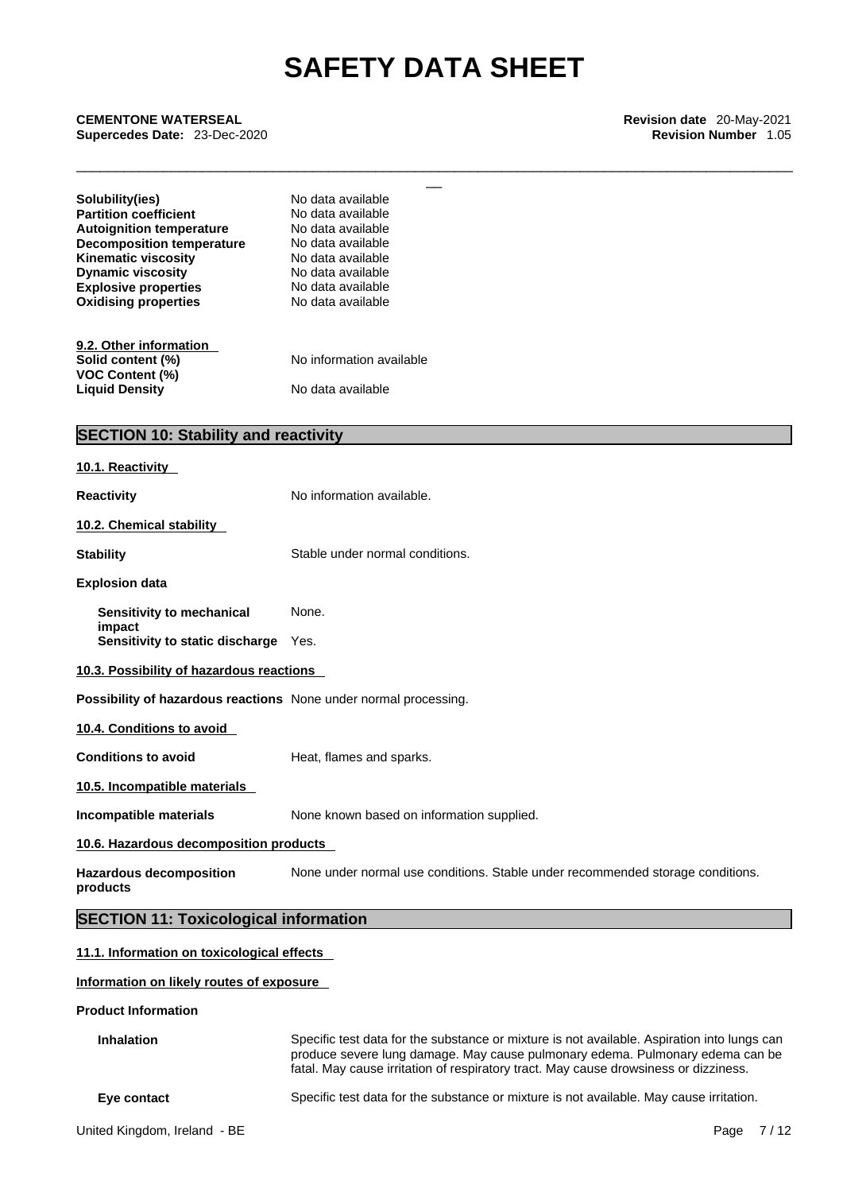| | |
|---|---|
| **Solubility(ies)** | No data available |
| **Partition coefficient** | No data available |
| **Autoignition temperature** | No data available |
| **Decomposition temperature** | No data available |
| **Kinematic viscosity** | No data available |
| **Dynamic viscosity** | No data available |
| **Explosive properties** | No data available |
| **Oxidising properties** | No data available |

**9.2. Other information**

| | |
|---|---|
| **Solid content (%)** | No information available |
| **VOC Content (%)** | |
| **Liquid Density** | No data available |

## SECTION 10: Stability and reactivity

**10.1. Reactivity**

**Reactivity** No information available.

**10.2. Chemical stability**

**Stability** Stable under normal conditions.

**Explosion data**

| | |
|---|---|
| **Sensitivity to mechanical impact** | None. |
| **Sensitivity to static discharge** | Yes. |

**10.3. Possibility of hazardous reactions**

**Possibility of hazardous reactions** None under normal processing.

**10.4. Conditions to avoid**

**Conditions to avoid** Heat, flames and sparks.

**10.5. Incompatible materials**

**Incompatible materials** None known based on information supplied.

**10.6. Hazardous decomposition products**

**Hazardous decomposition products** None under normal use conditions. Stable under recommended storage conditions.

## SECTION 11: Toxicological information

**11.1. Information on toxicological effects**

**Information on likely routes of exposure**

**Product Information**

**Inhalation** Specific test data for the substance or mixture is not available. Aspiration into lungs can produce severe lung damage. May cause pulmonary edema. Pulmonary edema can be fatal. May cause irritation of respiratory tract. May cause drowsiness or dizziness.

**Eye contact** Specific test data for the substance or mixture is not available. May cause irritation.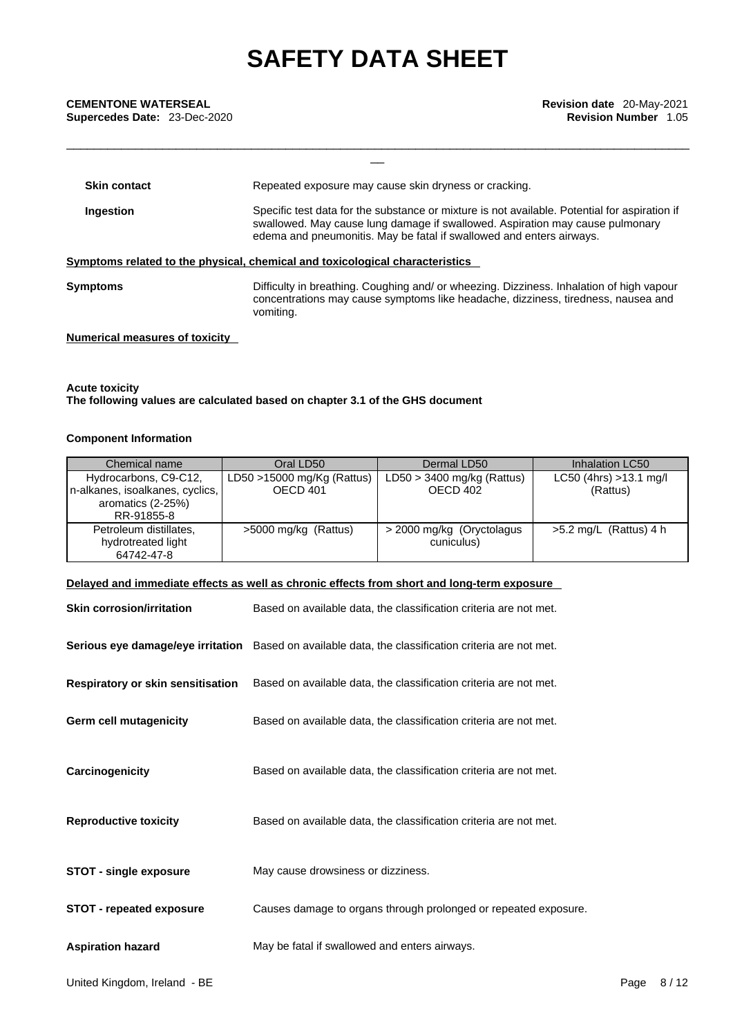| | |
|---|---|
| **Skin contact** | Repeated exposure may cause skin dryness or cracking. |
| **Ingestion** | Specific test data for the substance or mixture is not available. Potential for aspiration if swallowed. May cause lung damage if swallowed. Aspiration may cause pulmonary edema and pneumonitis. May be fatal if swallowed and enters airways. |

**Symptoms related to the physical, chemical and toxicological characteristics**

| | |
|---|---|
| **Symptoms** | Difficulty in breathing. Coughing and/ or wheezing. Dizziness. Inhalation of high vapour concentrations may cause symptoms like headache, dizziness, tiredness, nausea and vomiting. |

**Numerical measures of toxicity**

**Acute toxicity**
**The following values are calculated based on chapter 3.1 of the GHS document**

**Component Information**

| Chemical name | Oral LD50 | Dermal LD50 | Inhalation LC50 |
|---|---|---|---|
| Hydrocarbons, C9-C12, n-alkanes, isoalkanes, cyclics, aromatics (2-25%) RR-91855-8 | LD50 >15000 mg/Kg (Rattus) OECD 401 | LD50 > 3400 mg/kg (Rattus) OECD 402 | LC50 (4hrs) >13.1 mg/l (Rattus) |
| Petroleum distillates, hydrotreated light 64742-47-8 | >5000 mg/kg (Rattus) | > 2000 mg/kg (Oryctolagus cuniculus) | >5.2 mg/L (Rattus) 4 h |

**Delayed and immediate effects as well as chronic effects from short and long-term exposure**

| | |
|---|---|
| **Skin corrosion/irritation** | Based on available data, the classification criteria are not met. |
| **Serious eye damage/eye irritation** | Based on available data, the classification criteria are not met. |
| **Respiratory or skin sensitisation** | Based on available data, the classification criteria are not met. |
| **Germ cell mutagenicity** | Based on available data, the classification criteria are not met. |
| **Carcinogenicity** | Based on available data, the classification criteria are not met. |
| **Reproductive toxicity** | Based on available data, the classification criteria are not met. |
| **STOT - single exposure** | May cause drowsiness or dizziness. |
| **STOT - repeated exposure** | Causes damage to organs through prolonged or repeated exposure. |
| **Aspiration hazard** | May be fatal if swallowed and enters airways. |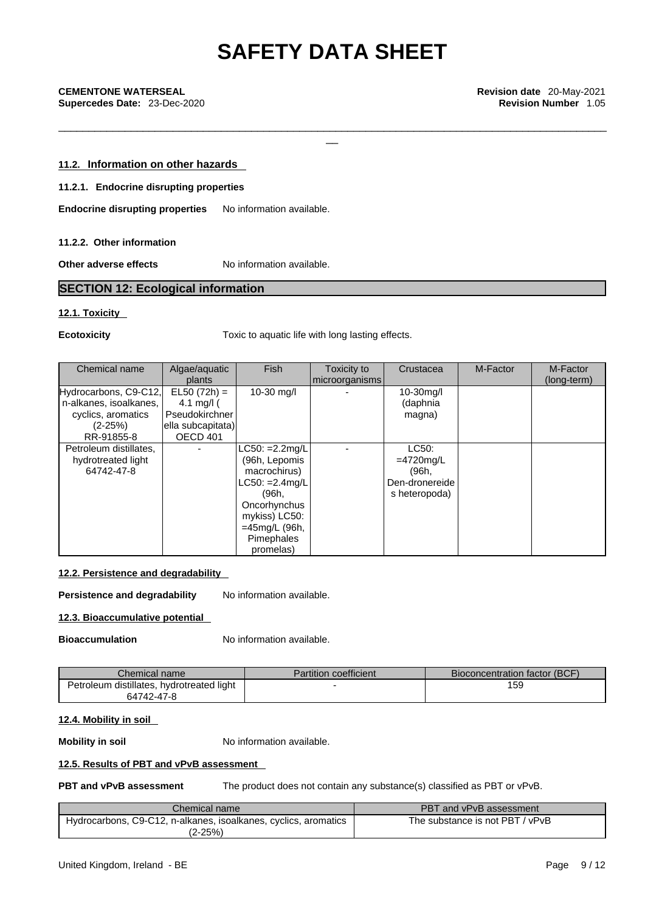### 11.2. Information on other hazards

#### 11.2.1. Endocrine disrupting properties

**Endocrine disrupting properties** No information available.

#### 11.2.2. Other information

**Other adverse effects** No information available.

## SECTION 12: Ecological information

### 12.1. Toxicity

**Ecotoxicity** Toxic to aquatic life with long lasting effects.

| Chemical name | Algae/aquatic plants | Fish | Toxicity to microorganisms | Crustacea | M-Factor | M-Factor (long-term) |
|---|---|---|---|---|---|---|
| Hydrocarbons, C9-C12, n-alkanes, isoalkanes, cyclics, aromatics (2-25%) RR-91855-8 | EL50 (72h) = 4.1 mg/l ( Pseudokirchner ella subcapitata) OECD 401 | 10-30 mg/l | - | 10-30mg/l (daphnia magna) | | |
| Petroleum distillates, hydrotreated light 64742-47-8 | - | LC50: =2.2mg/L (96h, Lepomis macrochirus) LC50: =2.4mg/L (96h, Oncorhynchus mykiss) LC50: =45mg/L (96h, Pimephales promelas) | - | LC50: =4720mg/L (96h, Den-dronereide s heteropoda) | | |

### 12.2. Persistence and degradability

**Persistence and degradability** No information available.

### 12.3. Bioaccumulative potential

**Bioaccumulation** No information available.

| Chemical name | Partition coefficient | Bioconcentration factor (BCF) |
|---|---|---|
| Petroleum distillates, hydrotreated light 64742-47-8 | - | 159 |

### 12.4. Mobility in soil

**Mobility in soil** No information available.

### 12.5. Results of PBT and vPvB assessment

**PBT and vPvB assessment** The product does not contain any substance(s) classified as PBT or vPvB.

| Chemical name | PBT and vPvB assessment |
|---|---|
| Hydrocarbons, C9-C12, n-alkanes, isoalkanes, cyclics, aromatics (2-25%) | The substance is not PBT / vPvB |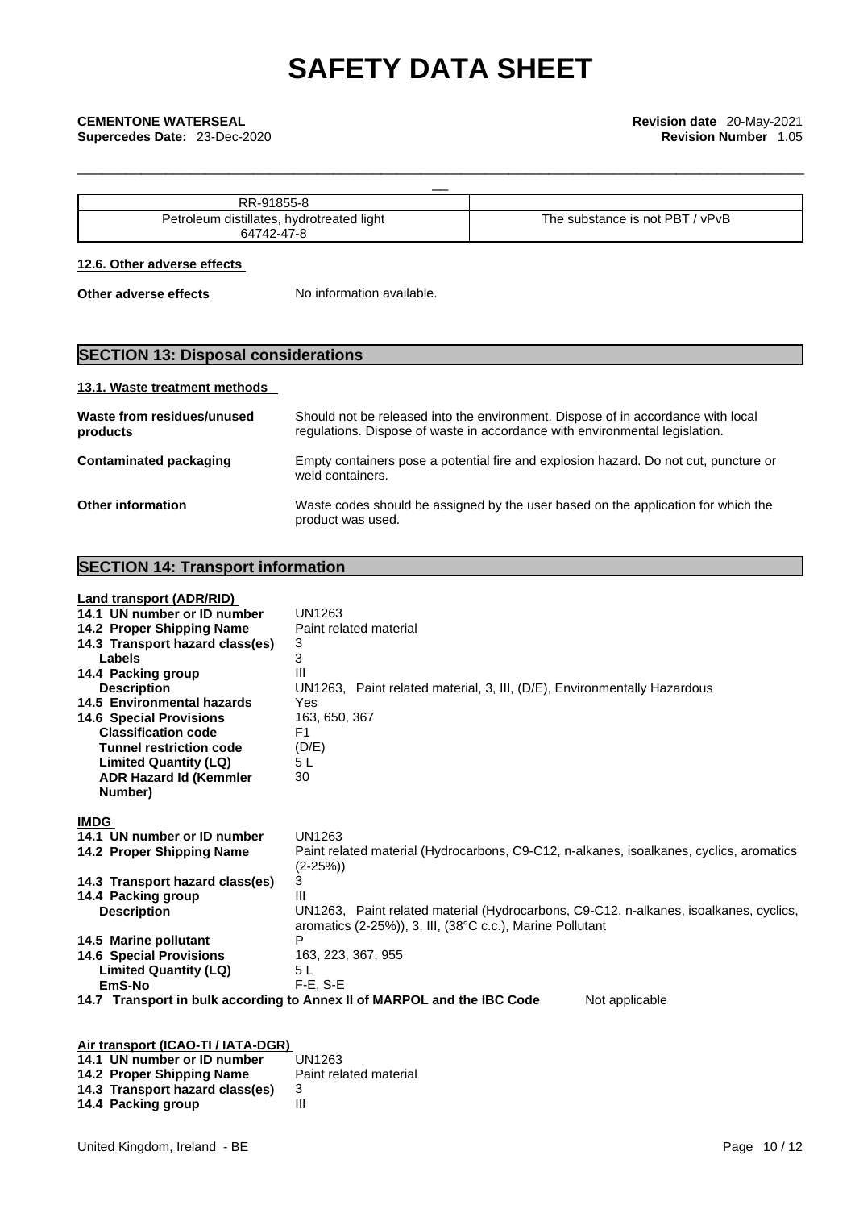| RR-91855-8 | |
|---|---|
| Petroleum distillates, hydrotreated light 64742-47-8 | The substance is not PBT / vPvB |

**12.6. Other adverse effects**

**Other adverse effects** No information available.

## SECTION 13: Disposal considerations

**13.1. Waste treatment methods**

**Waste from residues/unused products** Should not be released into the environment. Dispose of in accordance with local regulations. Dispose of waste in accordance with environmental legislation.

**Contaminated packaging** Empty containers pose a potential fire and explosion hazard. Do not cut, puncture or weld containers.

**Other information** Waste codes should be assigned by the user based on the application for which the product was used.

## SECTION 14: Transport information

**Land transport (ADR/RID)**

**14.1 UN number or ID number** UN1263
**14.2 Proper Shipping Name** Paint related material
**14.3 Transport hazard class(es)** 3
**Labels** 3
**14.4 Packing group** III
**Description** UN1263, Paint related material, 3, III, (D/E), Environmentally Hazardous
**14.5 Environmental hazards** Yes
**14.6 Special Provisions** 163, 650, 367
**Classification code** F1
**Tunnel restriction code** (D/E)
**Limited Quantity (LQ)** 5 L
**ADR Hazard Id (Kemmler Number)** 30

**IMDG**

**14.1 UN number or ID number** UN1263
**14.2 Proper Shipping Name** Paint related material (Hydrocarbons, C9-C12, n-alkanes, isoalkanes, cyclics, aromatics (2-25%))
**14.3 Transport hazard class(es)** 3
**14.4 Packing group** III
**Description** UN1263, Paint related material (Hydrocarbons, C9-C12, n-alkanes, isoalkanes, cyclics, aromatics (2-25%)), 3, III, (38°C c.c.), Marine Pollutant
**14.5 Marine pollutant** P
**14.6 Special Provisions** 163, 223, 367, 955
**Limited Quantity (LQ)** 5 L
**EmS-No** F-E, S-E
**14.7 Transport in bulk according to Annex II of MARPOL and the IBC Code** Not applicable

**Air transport (ICAO-TI / IATA-DGR)**

**14.1 UN number or ID number** UN1263
**14.2 Proper Shipping Name** Paint related material
**14.3 Transport hazard class(es)** 3
**14.4 Packing group** III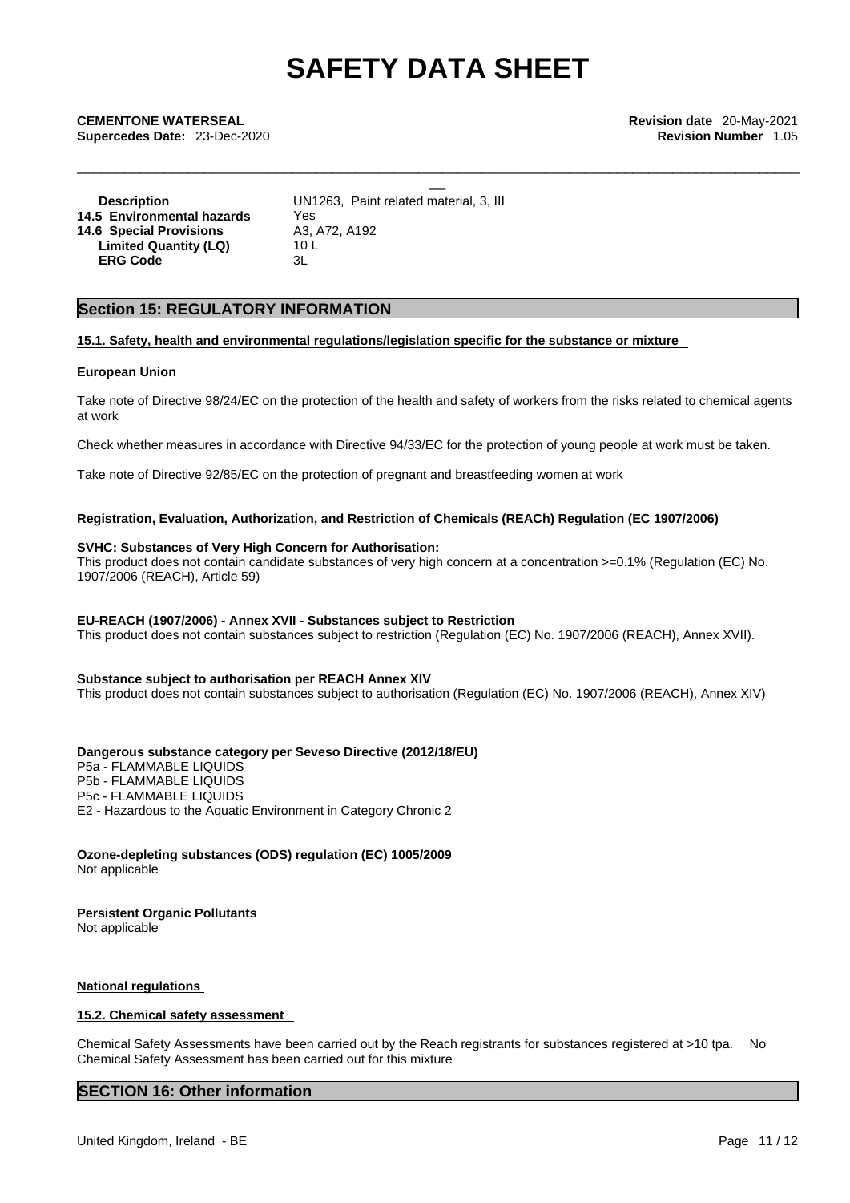| | |
|---|---|
| **Description** | UN1263, Paint related material, 3, III |
| **14.5 Environmental hazards** | Yes |
| **14.6 Special Provisions** | A3, A72, A192 |
| **Limited Quantity (LQ)** | 10 L |
| **ERG Code** | 3L |

## Section 15: REGULATORY INFORMATION

### 15.1. Safety, health and environmental regulations/legislation specific for the substance or mixture

**European Union**

Take note of Directive 98/24/EC on the protection of the health and safety of workers from the risks related to chemical agents at work

Check whether measures in accordance with Directive 94/33/EC for the protection of young people at work must be taken.

Take note of Directive 92/85/EC on the protection of pregnant and breastfeeding women at work

**Registration, Evaluation, Authorization, and Restriction of Chemicals (REACh) Regulation (EC 1907/2006)**

**SVHC: Substances of Very High Concern for Authorisation:**
This product does not contain candidate substances of very high concern at a concentration >=0.1% (Regulation (EC) No. 1907/2006 (REACH), Article 59)

**EU-REACH (1907/2006) - Annex XVII - Substances subject to Restriction**
This product does not contain substances subject to restriction (Regulation (EC) No. 1907/2006 (REACH), Annex XVII).

**Substance subject to authorisation per REACH Annex XIV**
This product does not contain substances subject to authorisation (Regulation (EC) No. 1907/2006 (REACH), Annex XIV)

**Dangerous substance category per Seveso Directive (2012/18/EU)**
P5a - FLAMMABLE LIQUIDS
P5b - FLAMMABLE LIQUIDS
P5c - FLAMMABLE LIQUIDS
E2 - Hazardous to the Aquatic Environment in Category Chronic 2

**Ozone-depleting substances (ODS) regulation (EC) 1005/2009**
Not applicable

**Persistent Organic Pollutants**
Not applicable

**National regulations**

### 15.2. Chemical safety assessment

Chemical Safety Assessments have been carried out by the Reach registrants for substances registered at >10 tpa. No Chemical Safety Assessment has been carried out for this mixture

## SECTION 16: Other information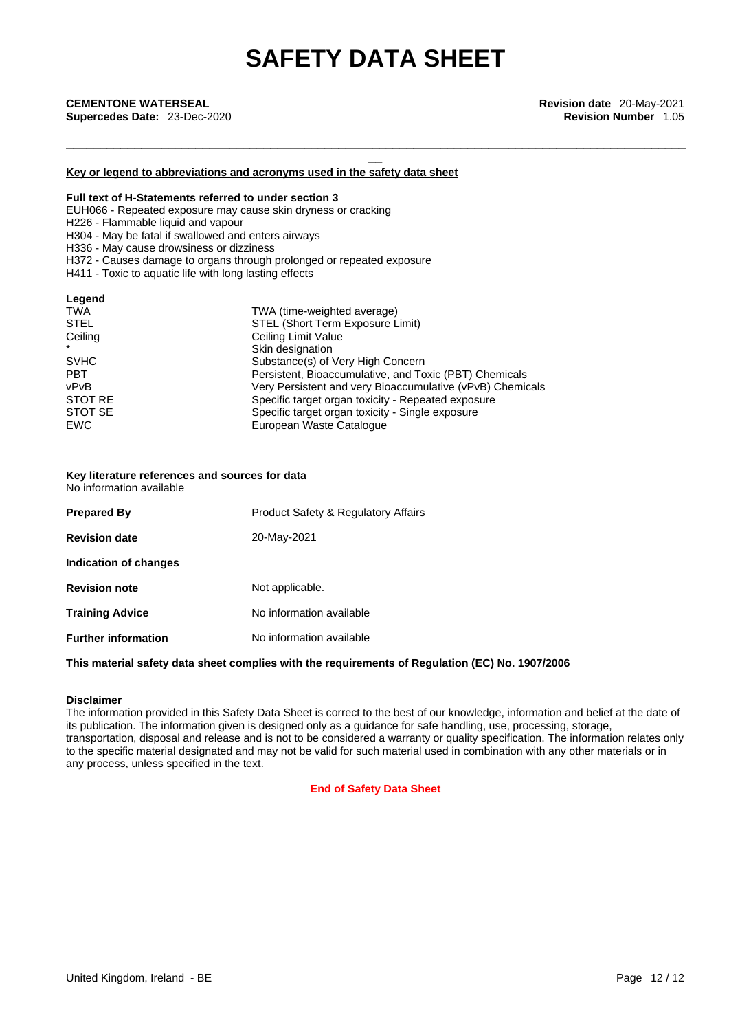# SAFETY DATA SHEET

**CEMENTONE WATERSEAL**
**Supercedes Date:** 23-Dec-2020

**Revision date** 20-May-2021
**Revision Number** 1.05

## Key or legend to abbreviations and acronyms used in the safety data sheet

**Full text of H-Statements referred to under section 3**

EUH066 - Repeated exposure may cause skin dryness or cracking
H226 - Flammable liquid and vapour
H304 - May be fatal if swallowed and enters airways
H336 - May cause drowsiness or dizziness
H372 - Causes damage to organs through prolonged or repeated exposure
H411 - Toxic to aquatic life with long lasting effects

**Legend**

| | |
|---|---|
| TWA | TWA (time-weighted average) |
| STEL | STEL (Short Term Exposure Limit) |
| Ceiling | Ceiling Limit Value |
| * | Skin designation |
| SVHC | Substance(s) of Very High Concern |
| PBT | Persistent, Bioaccumulative, and Toxic (PBT) Chemicals |
| vPvB | Very Persistent and very Bioaccumulative (vPvB) Chemicals |
| STOT RE | Specific target organ toxicity - Repeated exposure |
| STOT SE | Specific target organ toxicity - Single exposure |
| EWC | European Waste Catalogue |

**Key literature references and sources for data**
No information available

| | |
|---|---|
| **Prepared By** | Product Safety & Regulatory Affairs |
| **Revision date** | 20-May-2021 |

**Indication of changes**

| | |
|---|---|
| **Revision note** | Not applicable. |
| **Training Advice** | No information available |
| **Further information** | No information available |

**This material safety data sheet complies with the requirements of Regulation (EC) No. 1907/2006**

**Disclaimer**
The information provided in this Safety Data Sheet is correct to the best of our knowledge, information and belief at the date of its publication. The information given is designed only as a guidance for safe handling, use, processing, storage, transportation, disposal and release and is not to be considered a warranty or quality specification. The information relates only to the specific material designated and may not be valid for such material used in combination with any other materials or in any process, unless specified in the text.

**End of Safety Data Sheet**

United Kingdom, Ireland - BE